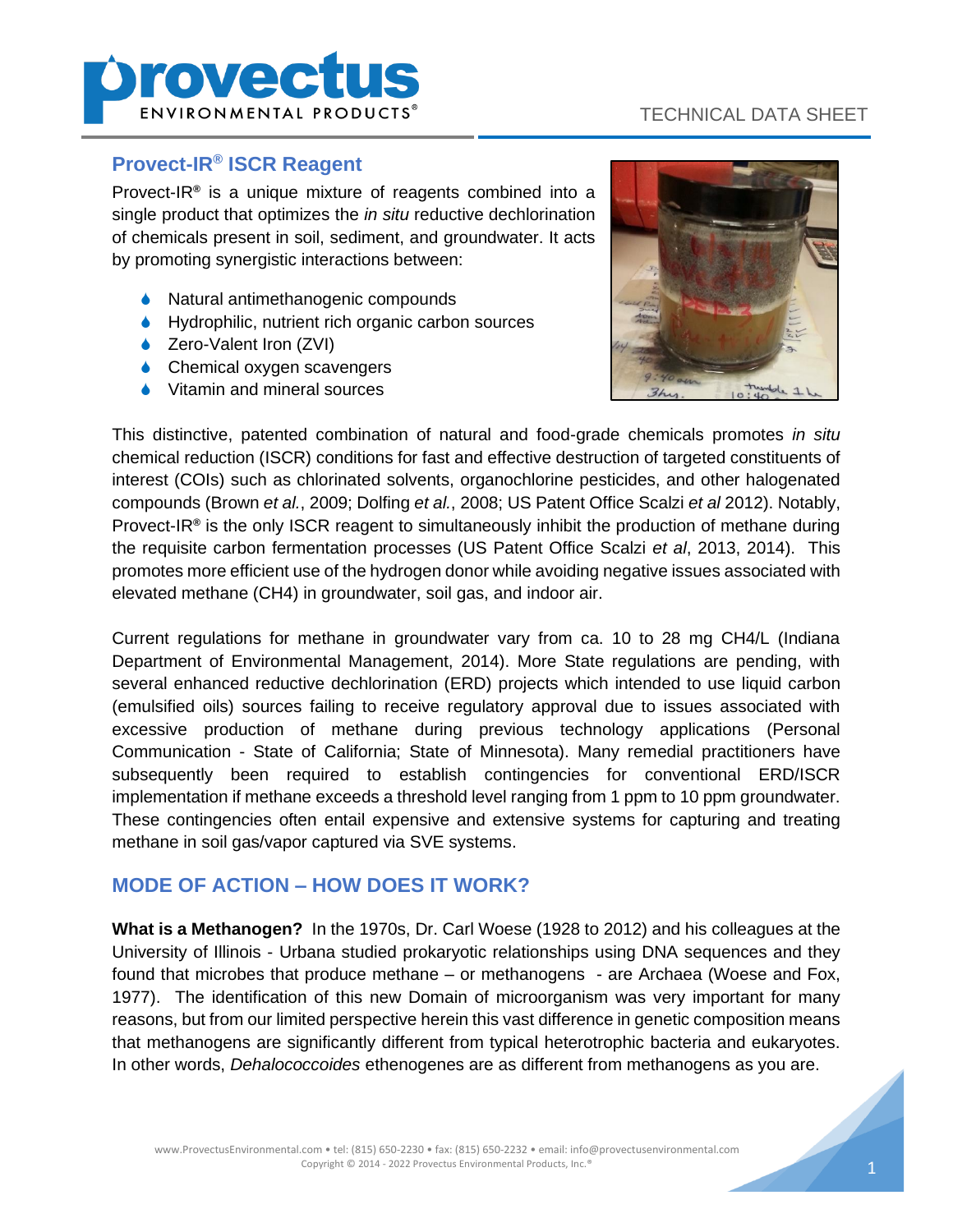## Provect-IR® ISCR Reagent

Provect-IR® is a unique mixture of reagents combined into a single product that optimizes the *in situ* reductive dechlorination of chemicals present in soil, sediment, and groundwater. It acts by promoting synergistic interactions between:

- Natural antimethanogenic compounds
- Hydrophilic, nutrient rich organic carbon sources
- Zero-Valent Iron (ZVI)
- Chemical oxygen scavengers
- Vitamin and mineral sources

This distinctive, patented combination of natural and food-grade chemicals promotes *in situ* chemical reduction (ISCR) conditions for fast and effective destruction of targeted constituents of interest (COIs) such as chlorinated solvents, organochlorine pesticides, and other halogenated compounds (Brown *et al.*, 2009; Dolfing *et al.*, 2008; US Patent Office Scalzi *et al* 2012). Notably, Provect-IR® is the only ISCR reagent to simultaneously inhibit the production of methane during the requisite carbon fermentation processes (US Patent Office Scalzi *et al*, 2013, 2014). This promotes more efficient use of the hydrogen donor while avoiding negative issues associated with elevated methane ($CH_4$) in groundwater, soil gas, and indoor air.

Current regulations for methane in groundwater vary from ca. 10 to 28 mg $CH_4$/L (Indiana Department of Environmental Management, 2014). More State regulations are pending, with several enhanced reductive dechlorination (ERD) projects which intended to use liquid carbon (emulsified oils) sources failing to receive regulatory approval due to issues associated with excessive production of methane during previous technology applications (Personal Communication - State of California; State of Minnesota). Many remedial practitioners have subsequently been required to establish contingencies for conventional ERD/ISCR implementation if methane exceeds a threshold level ranging from 1 ppm to 10 ppm groundwater. These contingencies often entail expensive and extensive systems for capturing and treating methane in soil gas/vapor captured via SVE systems.

## MODE OF ACTION – HOW DOES IT WORK?

**What is a Methanogen?** In the 1970s, Dr. Carl Woese (1928 to 2012) and his colleagues at the University of Illinois - Urbana studied prokaryotic relationships using DNA sequences and they found that microbes that produce methane – or methanogens - are Archaea (Woese and Fox, 1977). The identification of this new Domain of microorganism was very important for many reasons, but from our limited perspective herein this vast difference in genetic composition means that methanogens are significantly different from typical heterotrophic bacteria and eukaryotes. In other words, *Dehalococcoides* ethenogenes are as different from methanogens as you are.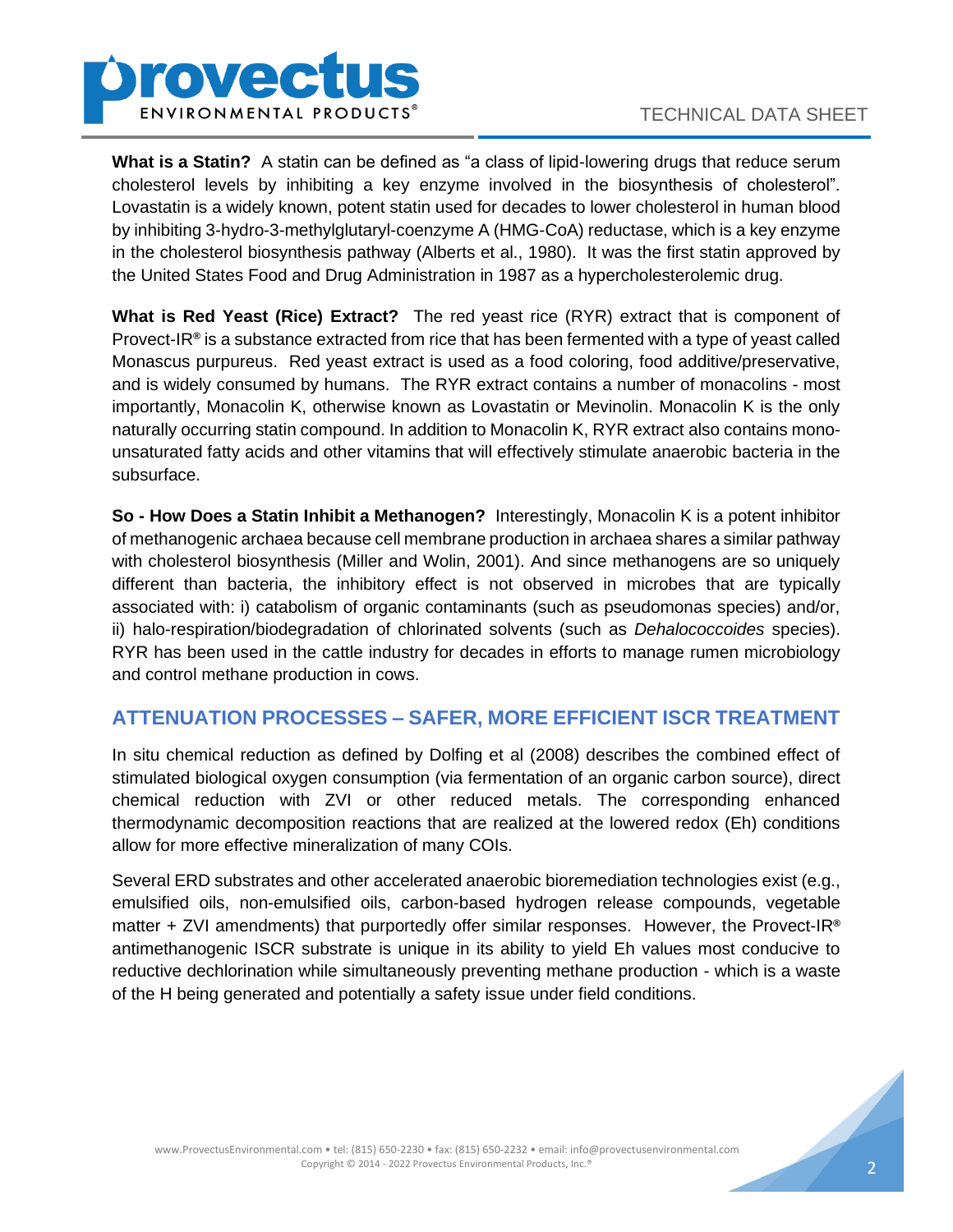**What is a Statin?** A statin can be defined as "a class of lipid-lowering drugs that reduce serum cholesterol levels by inhibiting a key enzyme involved in the biosynthesis of cholesterol". Lovastatin is a widely known, potent statin used for decades to lower cholesterol in human blood by inhibiting 3-hydro-3-methylglutaryl-coenzyme A (HMG-CoA) reductase, which is a key enzyme in the cholesterol biosynthesis pathway (Alberts et al., 1980). It was the first statin approved by the United States Food and Drug Administration in 1987 as a hypercholesterolemic drug.

**What is Red Yeast (Rice) Extract?** The red yeast rice (RYR) extract that is component of Provect-IR® is a substance extracted from rice that has been fermented with a type of yeast called Monascus purpureus. Red yeast extract is used as a food coloring, food additive/preservative, and is widely consumed by humans. The RYR extract contains a number of monacolins - most importantly, Monacolin K, otherwise known as Lovastatin or Mevinolin. Monacolin K is the only naturally occurring statin compound. In addition to Monacolin K, RYR extract also contains mono-unsaturated fatty acids and other vitamins that will effectively stimulate anaerobic bacteria in the subsurface.

**So - How Does a Statin Inhibit a Methanogen?** Interestingly, Monacolin K is a potent inhibitor of methanogenic archaea because cell membrane production in archaea shares a similar pathway with cholesterol biosynthesis (Miller and Wolin, 2001). And since methanogens are so uniquely different than bacteria, the inhibitory effect is not observed in microbes that are typically associated with: i) catabolism of organic contaminants (such as pseudomonas species) and/or, ii) halo-respiration/biodegradation of chlorinated solvents (such as *Dehalococcoides* species). RYR has been used in the cattle industry for decades in efforts to manage rumen microbiology and control methane production in cows.

## ATTENUATION PROCESSES – SAFER, MORE EFFICIENT ISCR TREATMENT

In situ chemical reduction as defined by Dolfing et al (2008) describes the combined effect of stimulated biological oxygen consumption (via fermentation of an organic carbon source), direct chemical reduction with ZVI or other reduced metals. The corresponding enhanced thermodynamic decomposition reactions that are realized at the lowered redox (Eh) conditions allow for more effective mineralization of many COIs.

Several ERD substrates and other accelerated anaerobic bioremediation technologies exist (e.g., emulsified oils, non-emulsified oils, carbon-based hydrogen release compounds, vegetable matter + ZVI amendments) that purportedly offer similar responses. However, the Provect-IR® antimethanogenic ISCR substrate is unique in its ability to yield Eh values most conducive to reductive dechlorination while simultaneously preventing methane production - which is a waste of the H being generated and potentially a safety issue under field conditions.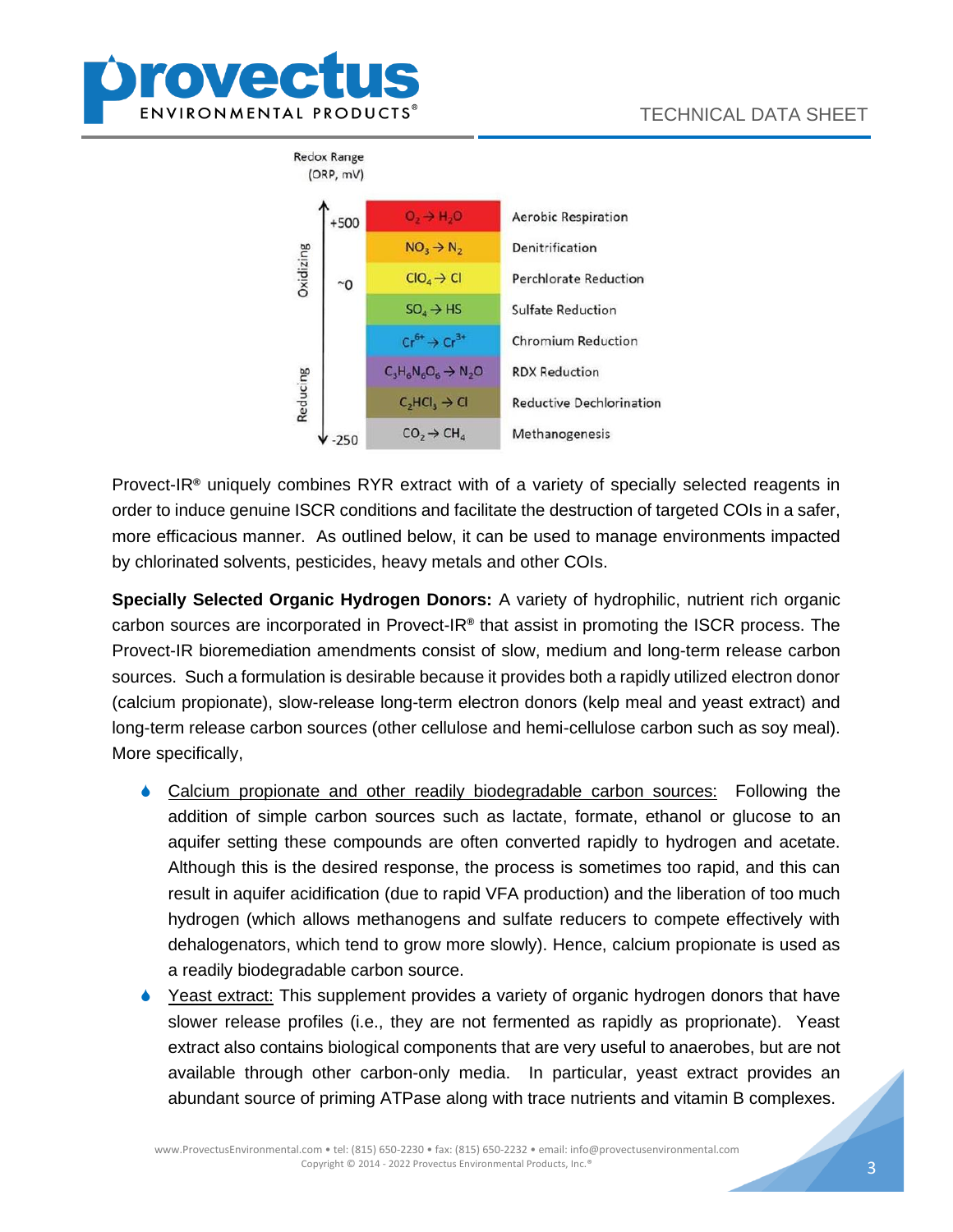Redox Range (ORP, mV)

| Redox Range (ORP, mV) | Reaction | Process |
| --- | --- | --- |
| +500 (Oxidizing) | $O_2 \rightarrow H_2O$ | Aerobic Respiration |
| | $NO_3 \rightarrow N_2$ | Denitrification |
| ~0 | $ClO_4 \rightarrow Cl$ | Perchlorate Reduction |
| | $SO_4 \rightarrow HS$ | Sulfate Reduction |
| | $Cr^{6+} \rightarrow Cr^{3+}$ | Chromium Reduction |
| | $C_3H_6N_6O_6 \rightarrow N_2O$ | RDX Reduction |
| | $C_2HCl_3 \rightarrow Cl$ | Reductive Dechlorination |
| -250 (Reducing) | $CO_2 \rightarrow CH_4$ | Methanogenesis |

Provect-IR® uniquely combines RYR extract with of a variety of specially selected reagents in order to induce genuine ISCR conditions and facilitate the destruction of targeted COIs in a safer, more efficacious manner. As outlined below, it can be used to manage environments impacted by chlorinated solvents, pesticides, heavy metals and other COIs.

**Specially Selected Organic Hydrogen Donors:** A variety of hydrophilic, nutrient rich organic carbon sources are incorporated in Provect-IR® that assist in promoting the ISCR process. The Provect-IR bioremediation amendments consist of slow, medium and long-term release carbon sources. Such a formulation is desirable because it provides both a rapidly utilized electron donor (calcium propionate), slow-release long-term electron donors (kelp meal and yeast extract) and long-term release carbon sources (other cellulose and hemi-cellulose carbon such as soy meal). More specifically,

- Calcium propionate and other readily biodegradable carbon sources: Following the addition of simple carbon sources such as lactate, formate, ethanol or glucose to an aquifer setting these compounds are often converted rapidly to hydrogen and acetate. Although this is the desired response, the process is sometimes too rapid, and this can result in aquifer acidification (due to rapid VFA production) and the liberation of too much hydrogen (which allows methanogens and sulfate reducers to compete effectively with dehalogenators, which tend to grow more slowly). Hence, calcium propionate is used as a readily biodegradable carbon source.
- Yeast extract: This supplement provides a variety of organic hydrogen donors that have slower release profiles (i.e., they are not fermented as rapidly as proprionate). Yeast extract also contains biological components that are very useful to anaerobes, but are not available through other carbon-only media. In particular, yeast extract provides an abundant source of priming ATPase along with trace nutrients and vitamin B complexes.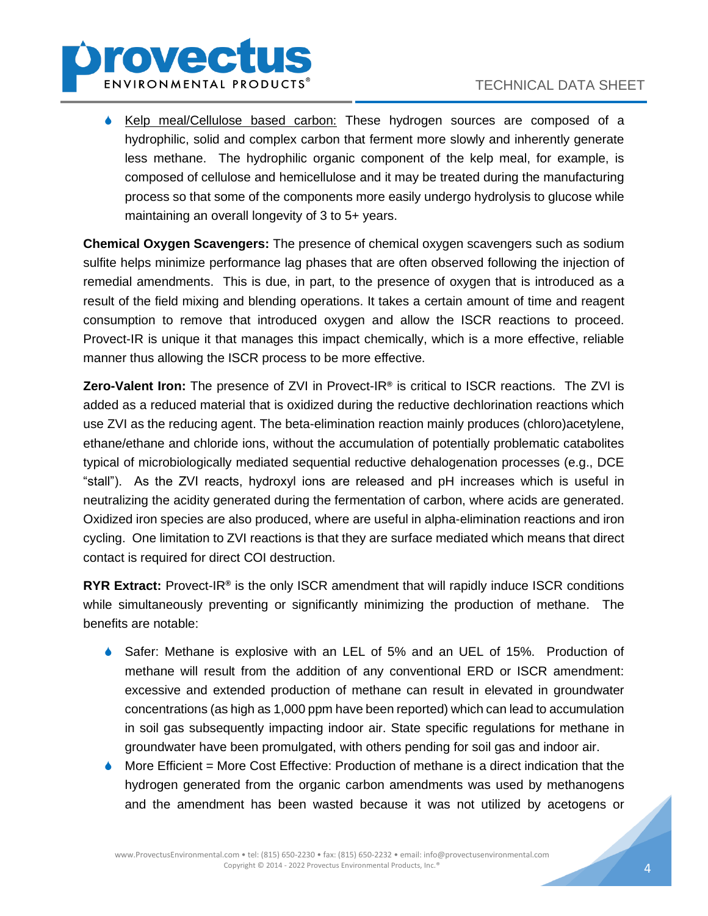- Kelp meal/Cellulose based carbon: These hydrogen sources are composed of a hydrophilic, solid and complex carbon that ferment more slowly and inherently generate less methane. The hydrophilic organic component of the kelp meal, for example, is composed of cellulose and hemicellulose and it may be treated during the manufacturing process so that some of the components more easily undergo hydrolysis to glucose while maintaining an overall longevity of 3 to 5+ years.

**Chemical Oxygen Scavengers:** The presence of chemical oxygen scavengers such as sodium sulfite helps minimize performance lag phases that are often observed following the injection of remedial amendments. This is due, in part, to the presence of oxygen that is introduced as a result of the field mixing and blending operations. It takes a certain amount of time and reagent consumption to remove that introduced oxygen and allow the ISCR reactions to proceed. Provect-IR is unique it that manages this impact chemically, which is a more effective, reliable manner thus allowing the ISCR process to be more effective.

**Zero-Valent Iron:** The presence of ZVI in Provect-IR® is critical to ISCR reactions. The ZVI is added as a reduced material that is oxidized during the reductive dechlorination reactions which use ZVI as the reducing agent. The beta-elimination reaction mainly produces (chloro)acetylene, ethane/ethane and chloride ions, without the accumulation of potentially problematic catabolites typical of microbiologically mediated sequential reductive dehalogenation processes (e.g., DCE "stall"). As the ZVI reacts, hydroxyl ions are released and pH increases which is useful in neutralizing the acidity generated during the fermentation of carbon, where acids are generated. Oxidized iron species are also produced, where are useful in alpha-elimination reactions and iron cycling. One limitation to ZVI reactions is that they are surface mediated which means that direct contact is required for direct COI destruction.

**RYR Extract:** Provect-IR® is the only ISCR amendment that will rapidly induce ISCR conditions while simultaneously preventing or significantly minimizing the production of methane. The benefits are notable:

- Safer: Methane is explosive with an LEL of 5% and an UEL of 15%. Production of methane will result from the addition of any conventional ERD or ISCR amendment: excessive and extended production of methane can result in elevated in groundwater concentrations (as high as 1,000 ppm have been reported) which can lead to accumulation in soil gas subsequently impacting indoor air. State specific regulations for methane in groundwater have been promulgated, with others pending for soil gas and indoor air.
- More Efficient = More Cost Effective: Production of methane is a direct indication that the hydrogen generated from the organic carbon amendments was used by methanogens and the amendment has been wasted because it was not utilized by acetogens or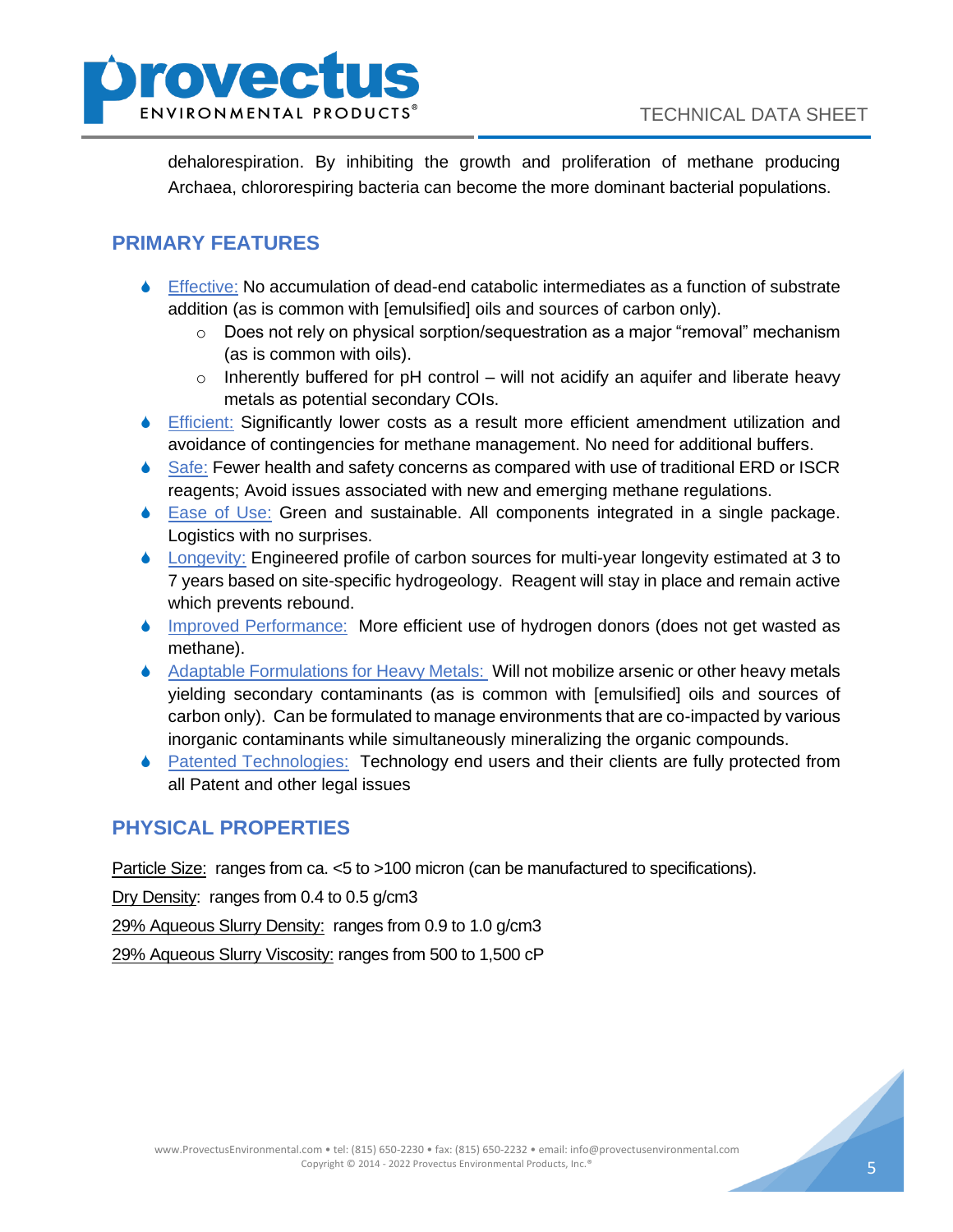dehalorespiration. By inhibiting the growth and proliferation of methane producing Archaea, chlororespiring bacteria can become the more dominant bacterial populations.

## PRIMARY FEATURES

- Effective: No accumulation of dead-end catabolic intermediates as a function of substrate addition (as is common with [emulsified] oils and sources of carbon only).
  - Does not rely on physical sorption/sequestration as a major "removal" mechanism (as is common with oils).
  - Inherently buffered for pH control – will not acidify an aquifer and liberate heavy metals as potential secondary COIs.
- Efficient: Significantly lower costs as a result more efficient amendment utilization and avoidance of contingencies for methane management. No need for additional buffers.
- Safe: Fewer health and safety concerns as compared with use of traditional ERD or ISCR reagents; Avoid issues associated with new and emerging methane regulations.
- Ease of Use: Green and sustainable. All components integrated in a single package. Logistics with no surprises.
- Longevity: Engineered profile of carbon sources for multi-year longevity estimated at 3 to 7 years based on site-specific hydrogeology. Reagent will stay in place and remain active which prevents rebound.
- Improved Performance: More efficient use of hydrogen donors (does not get wasted as methane).
- Adaptable Formulations for Heavy Metals: Will not mobilize arsenic or other heavy metals yielding secondary contaminants (as is common with [emulsified] oils and sources of carbon only). Can be formulated to manage environments that are co-impacted by various inorganic contaminants while simultaneously mineralizing the organic compounds.
- Patented Technologies: Technology end users and their clients are fully protected from all Patent and other legal issues

## PHYSICAL PROPERTIES

Particle Size: ranges from ca. <5 to >100 micron (can be manufactured to specifications).

Dry Density: ranges from 0.4 to 0.5 g/cm3

29% Aqueous Slurry Density: ranges from 0.9 to 1.0 g/cm3

29% Aqueous Slurry Viscosity: ranges from 500 to 1,500 cP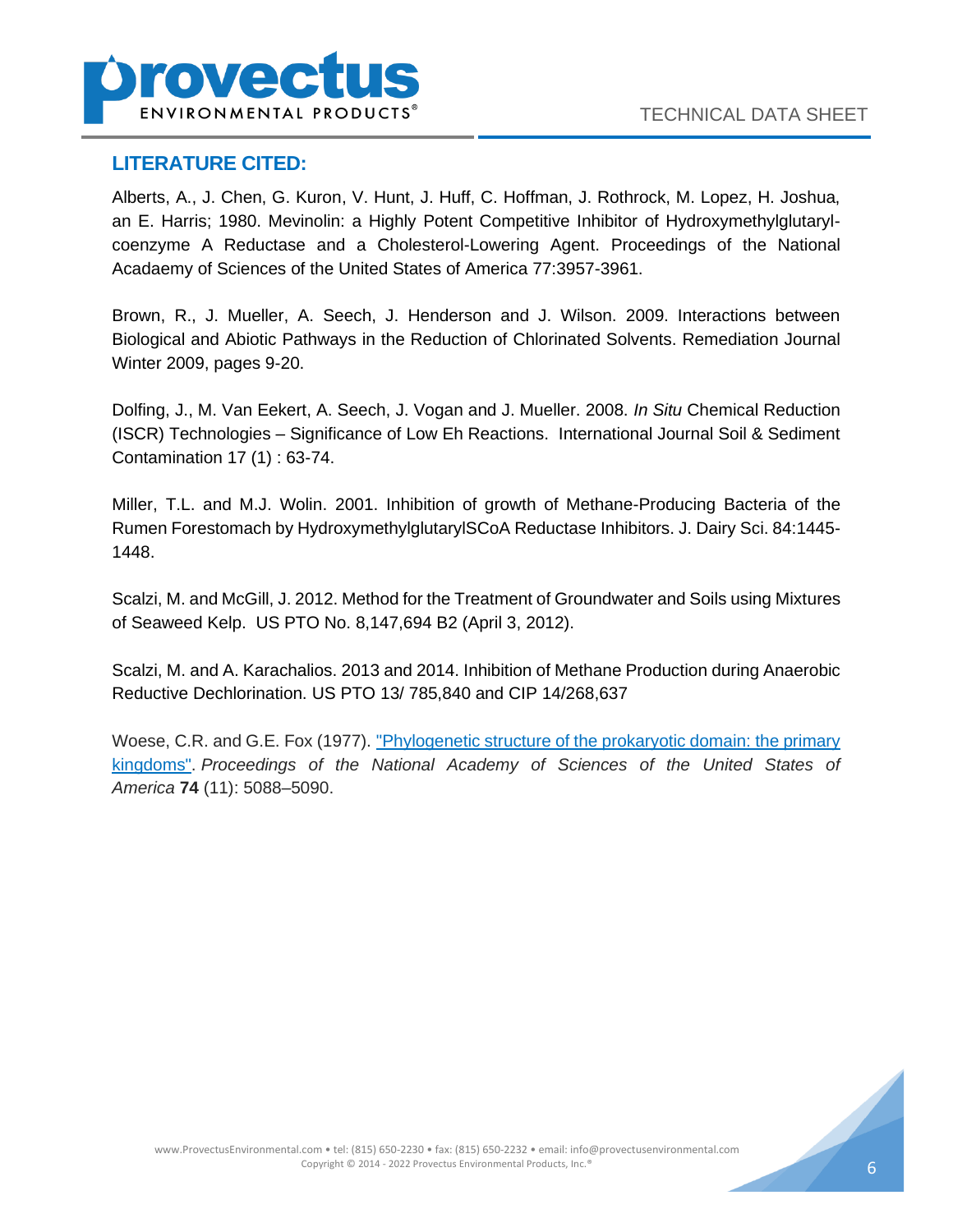## LITERATURE CITED:

Alberts, A., J. Chen, G. Kuron, V. Hunt, J. Huff, C. Hoffman, J. Rothrock, M. Lopez, H. Joshua, an E. Harris; 1980. Mevinolin: a Highly Potent Competitive Inhibitor of Hydroxymethylglutaryl-coenzyme A Reductase and a Cholesterol-Lowering Agent. Proceedings of the National Acadaemy of Sciences of the United States of America 77:3957-3961.

Brown, R., J. Mueller, A. Seech, J. Henderson and J. Wilson. 2009. Interactions between Biological and Abiotic Pathways in the Reduction of Chlorinated Solvents. Remediation Journal Winter 2009, pages 9-20.

Dolfing, J., M. Van Eekert, A. Seech, J. Vogan and J. Mueller. 2008. *In Situ* Chemical Reduction (ISCR) Technologies – Significance of Low Eh Reactions. International Journal Soil & Sediment Contamination 17 (1) : 63-74.

Miller, T.L. and M.J. Wolin. 2001. Inhibition of growth of Methane-Producing Bacteria of the Rumen Forestomach by HydroxymethylglutarylSCoA Reductase Inhibitors. J. Dairy Sci. 84:1445-1448.

Scalzi, M. and McGill, J. 2012. Method for the Treatment of Groundwater and Soils using Mixtures of Seaweed Kelp. US PTO No. 8,147,694 B2 (April 3, 2012).

Scalzi, M. and A. Karachalios. 2013 and 2014. Inhibition of Methane Production during Anaerobic Reductive Dechlorination. US PTO 13/ 785,840 and CIP 14/268,637

Woese, C.R. and G.E. Fox (1977). "Phylogenetic structure of the prokaryotic domain: the primary kingdoms". *Proceedings of the National Academy of Sciences of the United States of America* **74** (11): 5088–5090.